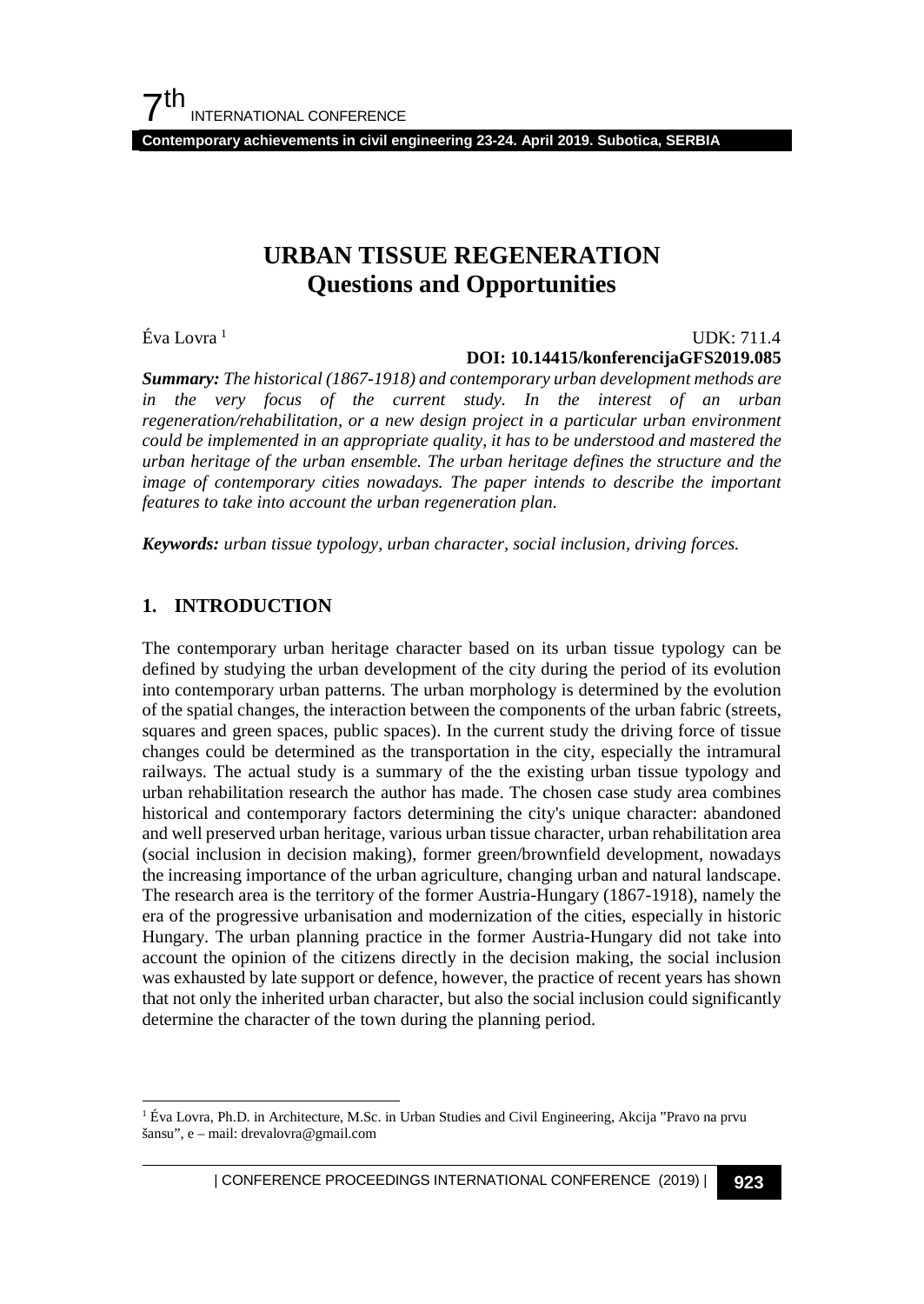# URBAN TISSUE REGENERATION
## Questions and Opportunities

Éva Lovra [1]

UDK: 711.4
**DOI: 10.14415/konferencijaGFS2019.085**

***Summary:*** *The historical (1867-1918) and contemporary urban development methods are in the very focus of the current study. In the interest of an urban regeneration/rehabilitation, or a new design project in a particular urban environment could be implemented in an appropriate quality, it has to be understood and mastered the urban heritage of the urban ensemble. The urban heritage defines the structure and the image of contemporary cities nowadays. The paper intends to describe the important features to take into account the urban regeneration plan.*

***Keywords:*** *urban tissue typology, urban character, social inclusion, driving forces.*

## 1. INTRODUCTION

The contemporary urban heritage character based on its urban tissue typology can be defined by studying the urban development of the city during the period of its evolution into contemporary urban patterns. The urban morphology is determined by the evolution of the spatial changes, the interaction between the components of the urban fabric (streets, squares and green spaces, public spaces). In the current study the driving force of tissue changes could be determined as the transportation in the city, especially the intramural railways. The actual study is a summary of the the existing urban tissue typology and urban rehabilitation research the author has made. The chosen case study area combines historical and contemporary factors determining the city's unique character: abandoned and well preserved urban heritage, various urban tissue character, urban rehabilitation area (social inclusion in decision making), former green/brownfield development, nowadays the increasing importance of the urban agriculture, changing urban and natural landscape. The research area is the territory of the former Austria-Hungary (1867-1918), namely the era of the progressive urbanisation and modernization of the cities, especially in historic Hungary. The urban planning practice in the former Austria-Hungary did not take into account the opinion of the citizens directly in the decision making, the social inclusion was exhausted by late support or defence, however, the practice of recent years has shown that not only the inherited urban character, but also the social inclusion could significantly determine the character of the town during the planning period.

---

[1] Éva Lovra, Ph.D. in Architecture, M.Sc. in Urban Studies and Civil Engineering, Akcija "Pravo na prvu šansu", e – mail: drevalovra@gmail.com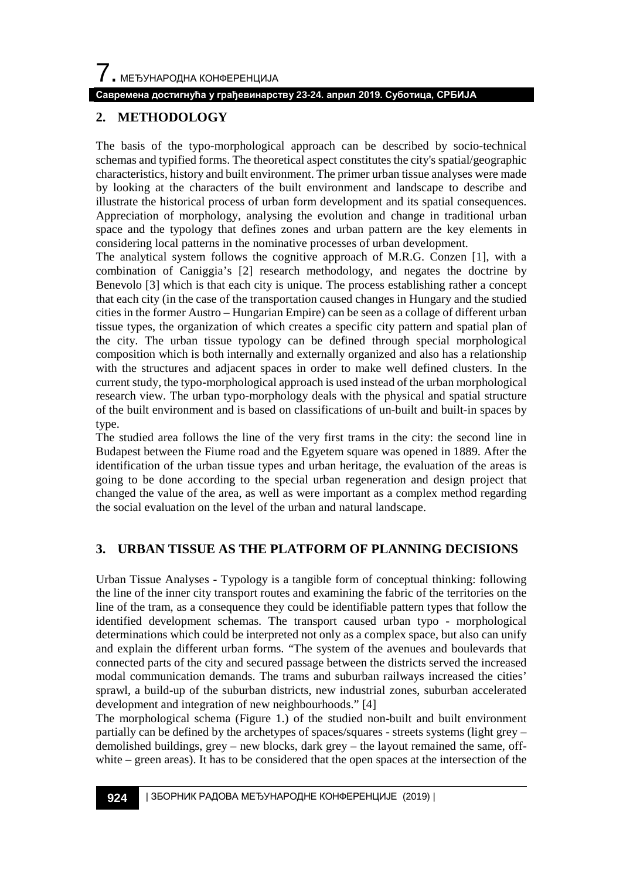## 2. METHODOLOGY

The basis of the typo-morphological approach can be described by socio-technical schemas and typified forms. The theoretical aspect constitutes the city's spatial/geographic characteristics, history and built environment. The primer urban tissue analyses were made by looking at the characters of the built environment and landscape to describe and illustrate the historical process of urban form development and its spatial consequences. Appreciation of morphology, analysing the evolution and change in traditional urban space and the typology that defines zones and urban pattern are the key elements in considering local patterns in the nominative processes of urban development.

The analytical system follows the cognitive approach of M.R.G. Conzen [1], with a combination of Caniggia's [2] research methodology, and negates the doctrine by Benevolo [3] which is that each city is unique. The process establishing rather a concept that each city (in the case of the transportation caused changes in Hungary and the studied cities in the former Austro – Hungarian Empire) can be seen as a collage of different urban tissue types, the organization of which creates a specific city pattern and spatial plan of the city. The urban tissue typology can be defined through special morphological composition which is both internally and externally organized and also has a relationship with the structures and adjacent spaces in order to make well defined clusters. In the current study, the typo-morphological approach is used instead of the urban morphological research view. The urban typo-morphology deals with the physical and spatial structure of the built environment and is based on classifications of un-built and built-in spaces by type.

The studied area follows the line of the very first trams in the city: the second line in Budapest between the Fiume road and the Egyetem square was opened in 1889. After the identification of the urban tissue types and urban heritage, the evaluation of the areas is going to be done according to the special urban regeneration and design project that changed the value of the area, as well as were important as a complex method regarding the social evaluation on the level of the urban and natural landscape.

## 3. URBAN TISSUE AS THE PLATFORM OF PLANNING DECISIONS

Urban Tissue Analyses - Typology is a tangible form of conceptual thinking: following the line of the inner city transport routes and examining the fabric of the territories on the line of the tram, as a consequence they could be identifiable pattern types that follow the identified development schemas. The transport caused urban typo - morphological determinations which could be interpreted not only as a complex space, but also can unify and explain the different urban forms. "The system of the avenues and boulevards that connected parts of the city and secured passage between the districts served the increased modal communication demands. The trams and suburban railways increased the cities' sprawl, a build-up of the suburban districts, new industrial zones, suburban accelerated development and integration of new neighbourhoods." [4]

The morphological schema (Figure 1.) of the studied non-built and built environment partially can be defined by the archetypes of spaces/squares - streets systems (light grey – demolished buildings, grey – new blocks, dark grey – the layout remained the same, off-white – green areas). It has to be considered that the open spaces at the intersection of the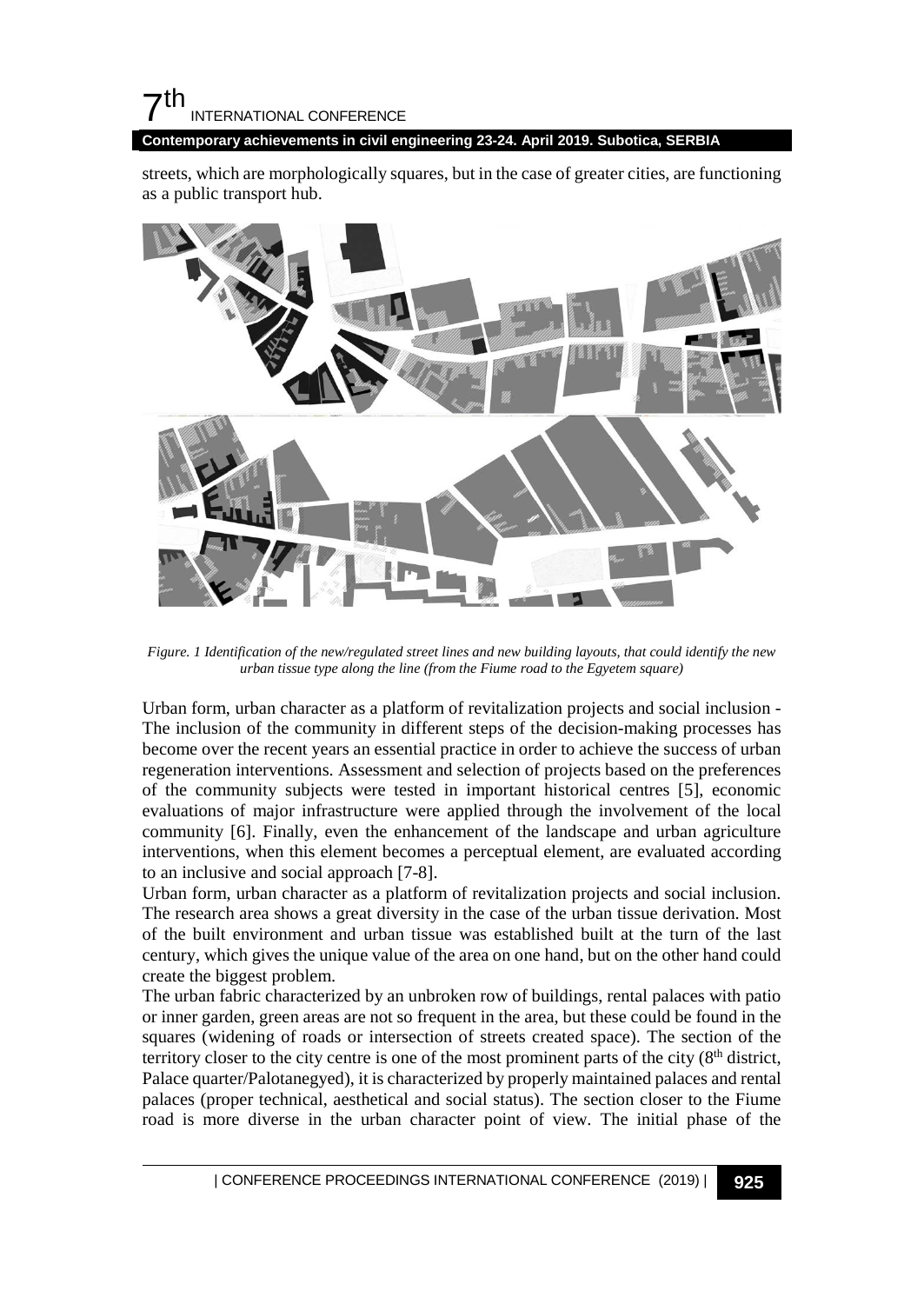streets, which are morphologically squares, but in the case of greater cities, are functioning as a public transport hub.

*Figure. 1 Identification of the new/regulated street lines and new building layouts, that could identify the new urban tissue type along the line (from the Fiume road to the Egyetem square)*

Urban form, urban character as a platform of revitalization projects and social inclusion - The inclusion of the community in different steps of the decision-making processes has become over the recent years an essential practice in order to achieve the success of urban regeneration interventions. Assessment and selection of projects based on the preferences of the community subjects were tested in important historical centres [5], economic evaluations of major infrastructure were applied through the involvement of the local community [6]. Finally, even the enhancement of the landscape and urban agriculture interventions, when this element becomes a perceptual element, are evaluated according to an inclusive and social approach [7-8].

Urban form, urban character as a platform of revitalization projects and social inclusion. The research area shows a great diversity in the case of the urban tissue derivation. Most of the built environment and urban tissue was established built at the turn of the last century, which gives the unique value of the area on one hand, but on the other hand could create the biggest problem.

The urban fabric characterized by an unbroken row of buildings, rental palaces with patio or inner garden, green areas are not so frequent in the area, but these could be found in the squares (widening of roads or intersection of streets created space). The section of the territory closer to the city centre is one of the most prominent parts of the city (8th district, Palace quarter/Palotanegyed), it is characterized by properly maintained palaces and rental palaces (proper technical, aesthetical and social status). The section closer to the Fiume road is more diverse in the urban character point of view. The initial phase of the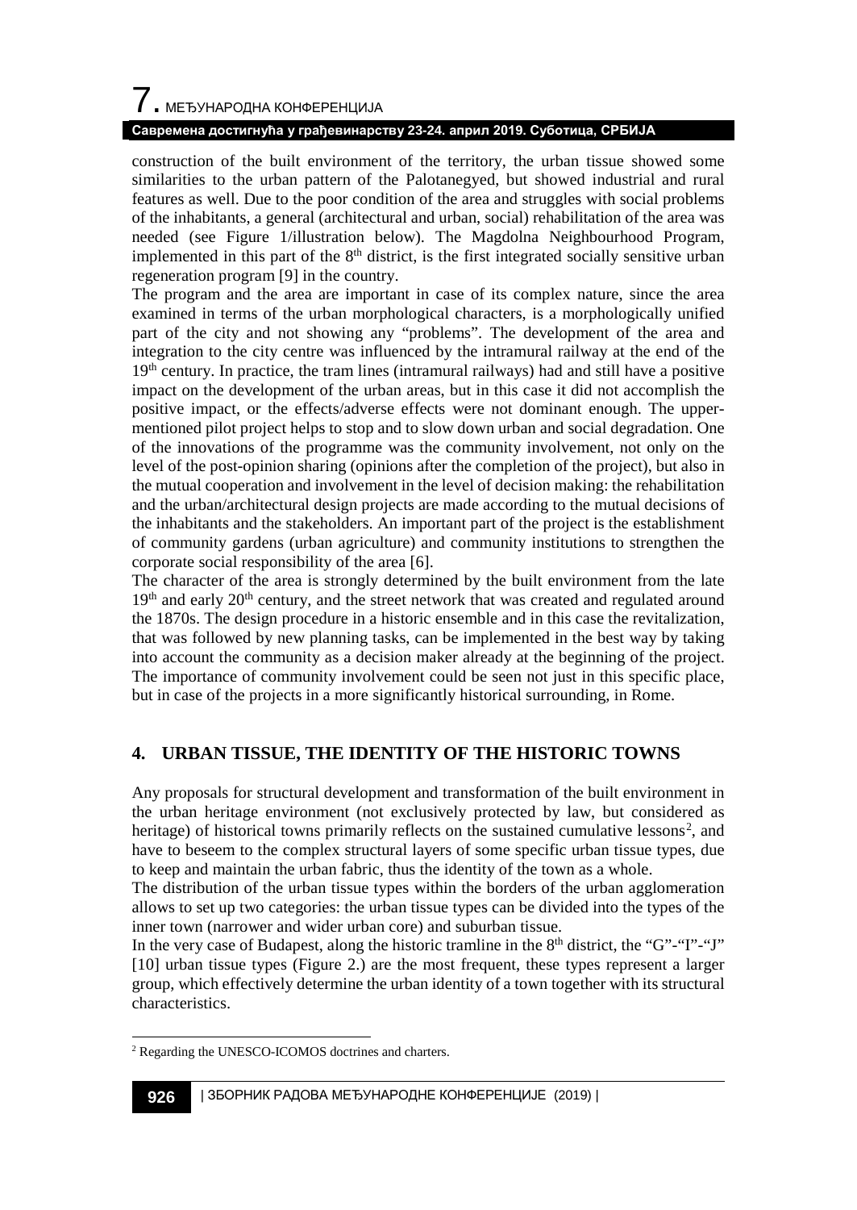construction of the built environment of the territory, the urban tissue showed some similarities to the urban pattern of the Palotanegyed, but showed industrial and rural features as well. Due to the poor condition of the area and struggles with social problems of the inhabitants, a general (architectural and urban, social) rehabilitation of the area was needed (see Figure 1/illustration below). The Magdolna Neighbourhood Program, implemented in this part of the 8th district, is the first integrated socially sensitive urban regeneration program [9] in the country.

The program and the area are important in case of its complex nature, since the area examined in terms of the urban morphological characters, is a morphologically unified part of the city and not showing any "problems". The development of the area and integration to the city centre was influenced by the intramural railway at the end of the 19th century. In practice, the tram lines (intramural railways) had and still have a positive impact on the development of the urban areas, but in this case it did not accomplish the positive impact, or the effects/adverse effects were not dominant enough. The upper-mentioned pilot project helps to stop and to slow down urban and social degradation. One of the innovations of the programme was the community involvement, not only on the level of the post-opinion sharing (opinions after the completion of the project), but also in the mutual cooperation and involvement in the level of decision making: the rehabilitation and the urban/architectural design projects are made according to the mutual decisions of the inhabitants and the stakeholders. An important part of the project is the establishment of community gardens (urban agriculture) and community institutions to strengthen the corporate social responsibility of the area [6].

The character of the area is strongly determined by the built environment from the late 19th and early 20th century, and the street network that was created and regulated around the 1870s. The design procedure in a historic ensemble and in this case the revitalization, that was followed by new planning tasks, can be implemented in the best way by taking into account the community as a decision maker already at the beginning of the project. The importance of community involvement could be seen not just in this specific place, but in case of the projects in a more significantly historical surrounding, in Rome.

## 4. URBAN TISSUE, THE IDENTITY OF THE HISTORIC TOWNS

Any proposals for structural development and transformation of the built environment in the urban heritage environment (not exclusively protected by law, but considered as heritage) of historical towns primarily reflects on the sustained cumulative lessons[2], and have to beseem to the complex structural layers of some specific urban tissue types, due to keep and maintain the urban fabric, thus the identity of the town as a whole.

The distribution of the urban tissue types within the borders of the urban agglomeration allows to set up two categories: the urban tissue types can be divided into the types of the inner town (narrower and wider urban core) and suburban tissue.

In the very case of Budapest, along the historic tramline in the 8th district, the "G"-"I"-"J" [10] urban tissue types (Figure 2.) are the most frequent, these types represent a larger group, which effectively determine the urban identity of a town together with its structural characteristics.

---

[2] Regarding the UNESCO-ICOMOS doctrines and charters.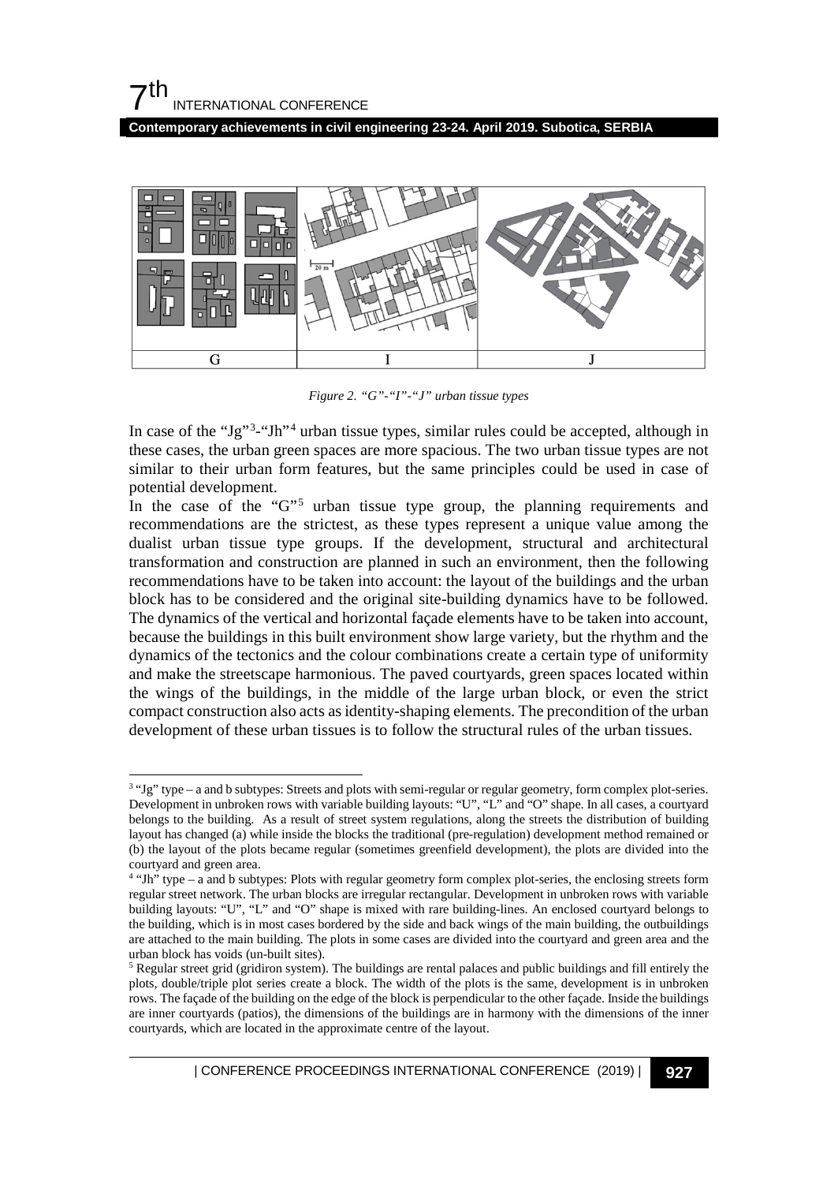*Figure 2. "G"-"I"-"J" urban tissue types*

In case of the "Jg"[3]-"Jh"[4] urban tissue types, similar rules could be accepted, although in these cases, the urban green spaces are more spacious. The two urban tissue types are not similar to their urban form features, but the same principles could be used in case of potential development.

In the case of the "G"[5] urban tissue type group, the planning requirements and recommendations are the strictest, as these types represent a unique value among the dualist urban tissue type groups. If the development, structural and architectural transformation and construction are planned in such an environment, then the following recommendations have to be taken into account: the layout of the buildings and the urban block has to be considered and the original site-building dynamics have to be followed. The dynamics of the vertical and horizontal façade elements have to be taken into account, because the buildings in this built environment show large variety, but the rhythm and the dynamics of the tectonics and the colour combinations create a certain type of uniformity and make the streetscape harmonious. The paved courtyards, green spaces located within the wings of the buildings, in the middle of the large urban block, or even the strict compact construction also acts as identity-shaping elements. The precondition of the urban development of these urban tissues is to follow the structural rules of the urban tissues.

[3] "Jg" type – a and b subtypes: Streets and plots with semi-regular or regular geometry, form complex plot-series. Development in unbroken rows with variable building layouts: "U", "L" and "O" shape. In all cases, a courtyard belongs to the building. As a result of street system regulations, along the streets the distribution of building layout has changed (a) while inside the blocks the traditional (pre-regulation) development method remained or (b) the layout of the plots became regular (sometimes greenfield development), the plots are divided into the courtyard and green area.

[4] "Jh" type – a and b subtypes: Plots with regular geometry form complex plot-series, the enclosing streets form regular street network. The urban blocks are irregular rectangular. Development in unbroken rows with variable building layouts: "U", "L" and "O" shape is mixed with rare building-lines. An enclosed courtyard belongs to the building, which is in most cases bordered by the side and back wings of the main building, the outbuildings are attached to the main building. The plots in some cases are divided into the courtyard and green area and the urban block has voids (un-built sites).

[5] Regular street grid (gridiron system). The buildings are rental palaces and public buildings and fill entirely the plots, double/triple plot series create a block. The width of the plots is the same, development is in unbroken rows. The façade of the building on the edge of the block is perpendicular to the other façade. Inside the buildings are inner courtyards (patios), the dimensions of the buildings are in harmony with the dimensions of the inner courtyards, which are located in the approximate centre of the layout.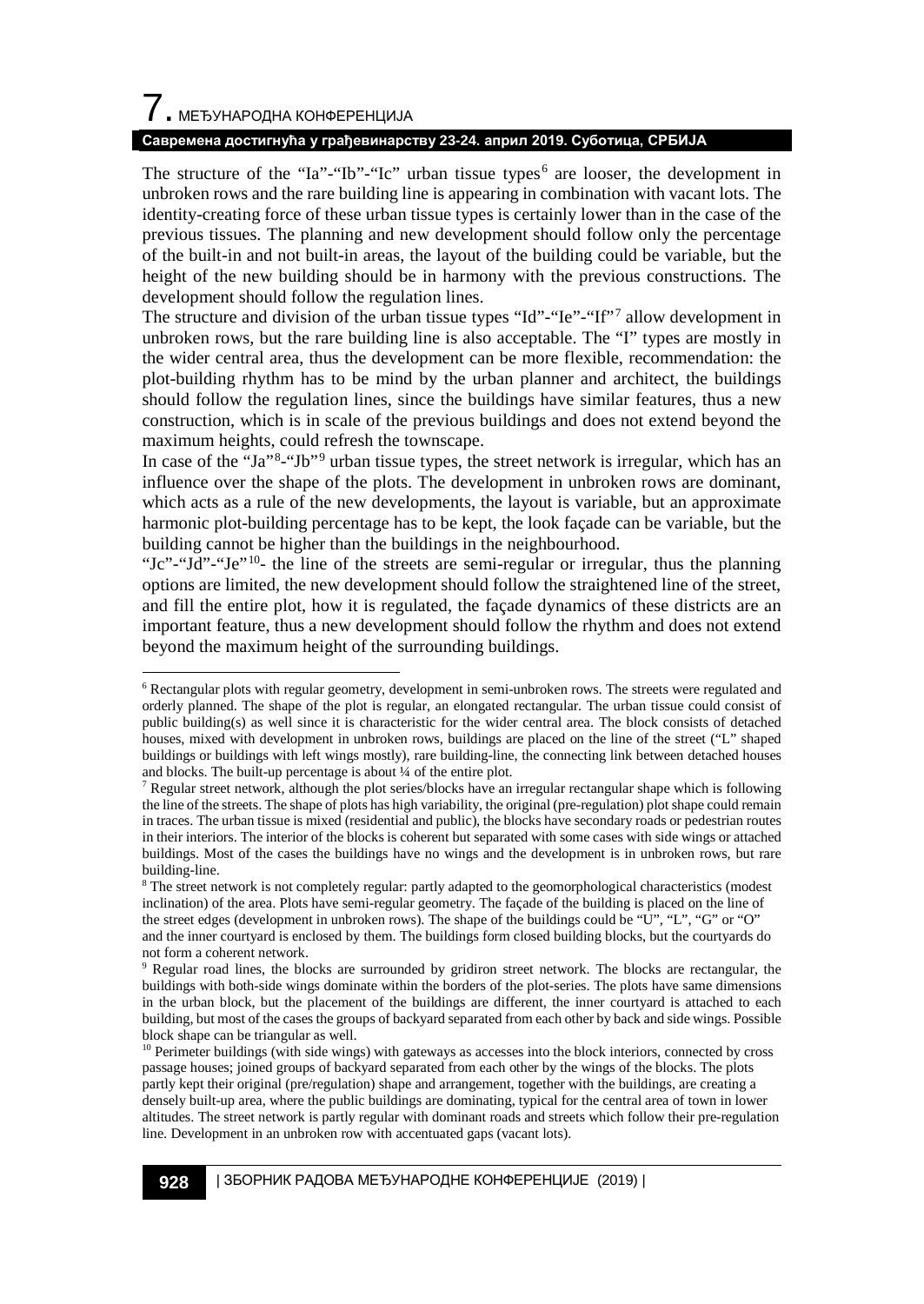The structure of the "Ia"-"Ib"-"Ic" urban tissue types[6] are looser, the development in unbroken rows and the rare building line is appearing in combination with vacant lots. The identity-creating force of these urban tissue types is certainly lower than in the case of the previous tissues. The planning and new development should follow only the percentage of the built-in and not built-in areas, the layout of the building could be variable, but the height of the new building should be in harmony with the previous constructions. The development should follow the regulation lines.

The structure and division of the urban tissue types "Id"-"Ie"-"If"[7] allow development in unbroken rows, but the rare building line is also acceptable. The "I" types are mostly in the wider central area, thus the development can be more flexible, recommendation: the plot-building rhythm has to be mind by the urban planner and architect, the buildings should follow the regulation lines, since the buildings have similar features, thus a new construction, which is in scale of the previous buildings and does not extend beyond the maximum heights, could refresh the townscape.

In case of the "Ja"[8]-"Jb"[9] urban tissue types, the street network is irregular, which has an influence over the shape of the plots. The development in unbroken rows are dominant, which acts as a rule of the new developments, the layout is variable, but an approximate harmonic plot-building percentage has to be kept, the look façade can be variable, but the building cannot be higher than the buildings in the neighbourhood.

"Jc"-"Jd"-"Je"[10]- the line of the streets are semi-regular or irregular, thus the planning options are limited, the new development should follow the straightened line of the street, and fill the entire plot, how it is regulated, the façade dynamics of these districts are an important feature, thus a new development should follow the rhythm and does not extend beyond the maximum height of the surrounding buildings.

---

[6] Rectangular plots with regular geometry, development in semi-unbroken rows. The streets were regulated and orderly planned. The shape of the plot is regular, an elongated rectangular. The urban tissue could consist of public building(s) as well since it is characteristic for the wider central area. The block consists of detached houses, mixed with development in unbroken rows, buildings are placed on the line of the street ("L" shaped buildings or buildings with left wings mostly), rare building-line, the connecting link between detached houses and blocks. The built-up percentage is about ¼ of the entire plot.

[7] Regular street network, although the plot series/blocks have an irregular rectangular shape which is following the line of the streets. The shape of plots has high variability, the original (pre-regulation) plot shape could remain in traces. The urban tissue is mixed (residential and public), the blocks have secondary roads or pedestrian routes in their interiors. The interior of the blocks is coherent but separated with some cases with side wings or attached buildings. Most of the cases the buildings have no wings and the development is in unbroken rows, but rare building-line.

[8] The street network is not completely regular: partly adapted to the geomorphological characteristics (modest inclination) of the area. Plots have semi-regular geometry. The façade of the building is placed on the line of the street edges (development in unbroken rows). The shape of the buildings could be "U", "L", "G" or "O" and the inner courtyard is enclosed by them. The buildings form closed building blocks, but the courtyards do not form a coherent network.

[9] Regular road lines, the blocks are surrounded by gridiron street network. The blocks are rectangular, the buildings with both-side wings dominate within the borders of the plot-series. The plots have same dimensions in the urban block, but the placement of the buildings are different, the inner courtyard is attached to each building, but most of the cases the groups of backyard separated from each other by back and side wings. Possible block shape can be triangular as well.

[10] Perimeter buildings (with side wings) with gateways as accesses into the block interiors, connected by cross passage houses; joined groups of backyard separated from each other by the wings of the blocks. The plots partly kept their original (pre/regulation) shape and arrangement, together with the buildings, are creating a densely built-up area, where the public buildings are dominating, typical for the central area of town in lower altitudes. The street network is partly regular with dominant roads and streets which follow their pre-regulation line. Development in an unbroken row with accentuated gaps (vacant lots).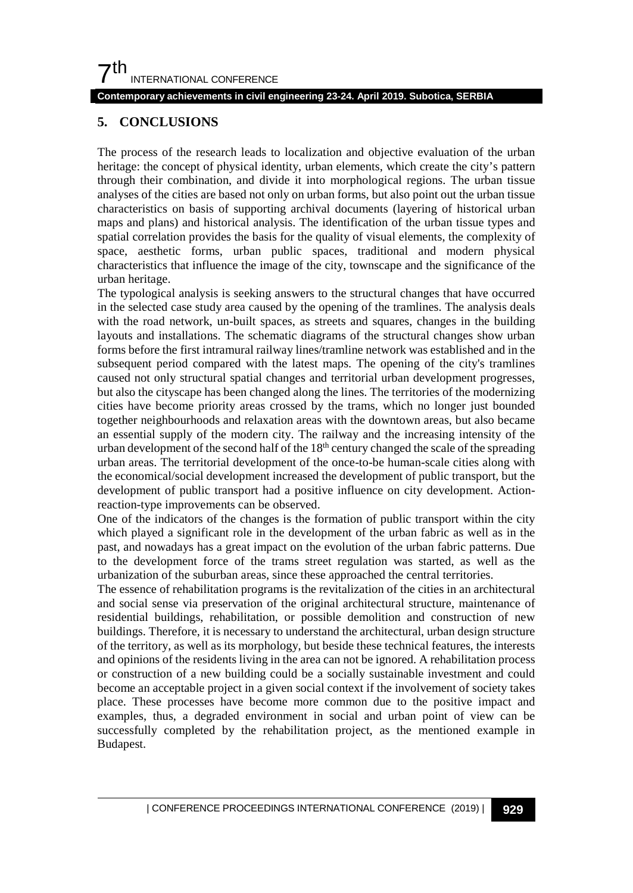## 5. CONCLUSIONS

The process of the research leads to localization and objective evaluation of the urban heritage: the concept of physical identity, urban elements, which create the city's pattern through their combination, and divide it into morphological regions. The urban tissue analyses of the cities are based not only on urban forms, but also point out the urban tissue characteristics on basis of supporting archival documents (layering of historical urban maps and plans) and historical analysis. The identification of the urban tissue types and spatial correlation provides the basis for the quality of visual elements, the complexity of space, aesthetic forms, urban public spaces, traditional and modern physical characteristics that influence the image of the city, townscape and the significance of the urban heritage.

The typological analysis is seeking answers to the structural changes that have occurred in the selected case study area caused by the opening of the tramlines. The analysis deals with the road network, un-built spaces, as streets and squares, changes in the building layouts and installations. The schematic diagrams of the structural changes show urban forms before the first intramural railway lines/tramline network was established and in the subsequent period compared with the latest maps. The opening of the city's tramlines caused not only structural spatial changes and territorial urban development progresses, but also the cityscape has been changed along the lines. The territories of the modernizing cities have become priority areas crossed by the trams, which no longer just bounded together neighbourhoods and relaxation areas with the downtown areas, but also became an essential supply of the modern city. The railway and the increasing intensity of the urban development of the second half of the 18th century changed the scale of the spreading urban areas. The territorial development of the once-to-be human-scale cities along with the economical/social development increased the development of public transport, but the development of public transport had a positive influence on city development. Action-reaction-type improvements can be observed.

One of the indicators of the changes is the formation of public transport within the city which played a significant role in the development of the urban fabric as well as in the past, and nowadays has a great impact on the evolution of the urban fabric patterns. Due to the development force of the trams street regulation was started, as well as the urbanization of the suburban areas, since these approached the central territories.

The essence of rehabilitation programs is the revitalization of the cities in an architectural and social sense via preservation of the original architectural structure, maintenance of residential buildings, rehabilitation, or possible demolition and construction of new buildings. Therefore, it is necessary to understand the architectural, urban design structure of the territory, as well as its morphology, but beside these technical features, the interests and opinions of the residents living in the area can not be ignored. A rehabilitation process or construction of a new building could be a socially sustainable investment and could become an acceptable project in a given social context if the involvement of society takes place. These processes have become more common due to the positive impact and examples, thus, a degraded environment in social and urban point of view can be successfully completed by the rehabilitation project, as the mentioned example in Budapest.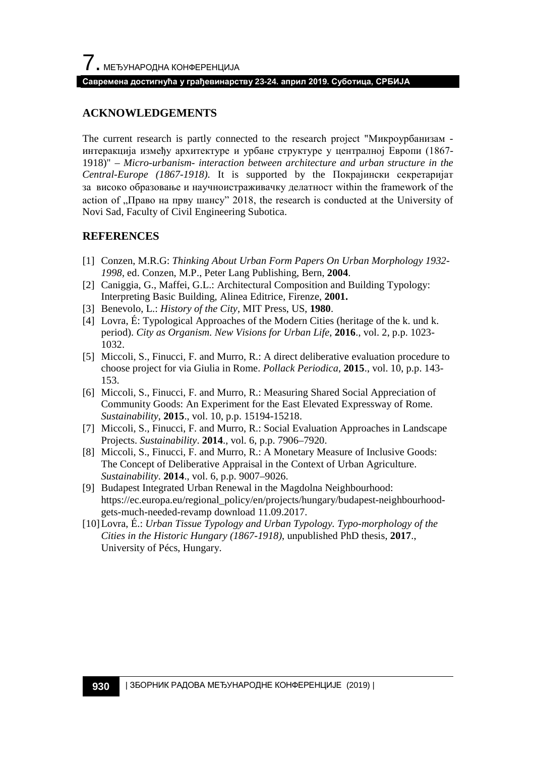## ACKNOWLEDGEMENTS

The current research is partly connected to the research project "Микроурбанизам - интеракција између архитектуре и урбане структуре у централној Европи (1867-1918)" – *Micro-urbanism- interaction between architecture and urban structure in the Central-Europe (1867-1918).* It is supported by the Покрајински секретаријат за високо образовање и научноистраживачку делатност within the framework of the action of „Право на прву шансу” 2018, the research is conducted at the University of Novi Sad, Faculty of Civil Engineering Subotica.

## REFERENCES

[1] Conzen, M.R.G: *Thinking About Urban Form Papers On Urban Morphology 1932-1998*, ed. Conzen, M.P., Peter Lang Publishing, Bern, **2004**.

[2] Caniggia, G., Maffei, G.L.: Architectural Composition and Building Typology: Interpreting Basic Building, Alinea Editrice, Firenze, **2001.**

[3] Benevolo, L.: *History of the City*, MIT Press, US, **1980**.

[4] Lovra, É: Typological Approaches of the Modern Cities (heritage of the k. und k. period). *City as Organism. New Visions for Urban Life*, **2016**., vol. 2, p.p. 1023-1032.

[5] Miccoli, S., Finucci, F. and Murro, R.: A direct deliberative evaluation procedure to choose project for via Giulia in Rome. *Pollack Periodica*, **2015**., vol. 10, p.p. 143-153.

[6] Miccoli, S., Finucci, F. and Murro, R.: Measuring Shared Social Appreciation of Community Goods: An Experiment for the East Elevated Expressway of Rome. *Sustainability*, **2015**., vol. 10, p.p. 15194-15218.

[7] Miccoli, S., Finucci, F. and Murro, R.: Social Evaluation Approaches in Landscape Projects. *Sustainability*. **2014**., vol. 6, p.p. 7906–7920.

[8] Miccoli, S., Finucci, F. and Murro, R.: A Monetary Measure of Inclusive Goods: The Concept of Deliberative Appraisal in the Context of Urban Agriculture. *Sustainability*. **2014**., vol. 6, p.p. 9007–9026.

[9] Budapest Integrated Urban Renewal in the Magdolna Neighbourhood: https://ec.europa.eu/regional_policy/en/projects/hungary/budapest-neighbourhood-gets-much-needed-revamp download 11.09.2017.

[10] Lovra, É.: *Urban Tissue Typology and Urban Typology. Typo-morphology of the Cities in the Historic Hungary (1867-1918)*, unpublished PhD thesis, **2017**., University of Pécs, Hungary.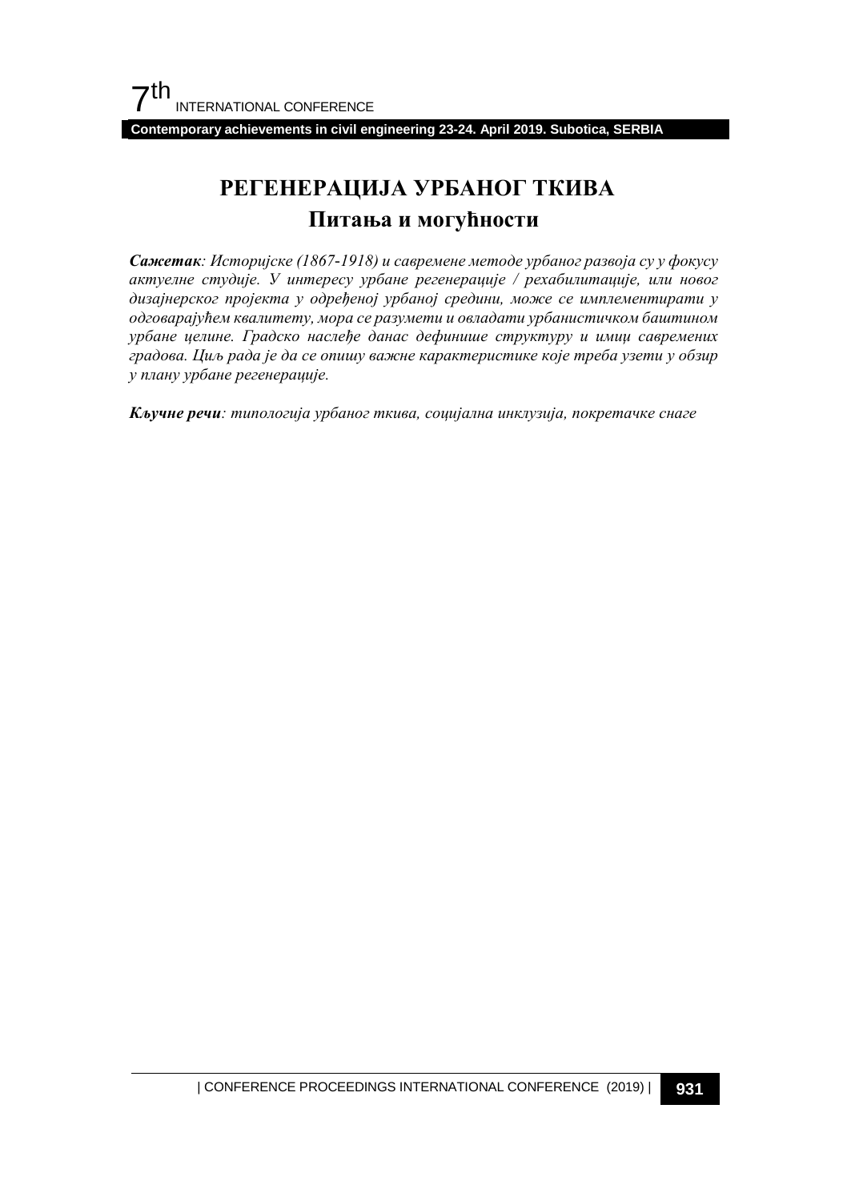# РЕГЕНЕРАЦИЈА УРБАНОГ ТКИВА

## Питања и могућности

***Сажетак**: Историјске (1867-1918) и савремене методе урбаног развоја су у фокусу актуелне студије. У интересу урбане регенерације / рехабилитације, или новог дизајнерског пројекта у одређеној урбаној средини, може се имплементирати у одговарајућем квалитету, мора се разумети и овладати урбанистичком баштином урбане целине. Градско наслеђе данас дефинише структуру и имџ савремених градова. Циљ рада је да се опишу важне карактеристике које треба узети у обзир у плану урбане регенерације.*

***Кључне речи**: типологија урбаног ткива, социјална инклузија, покретачке снаге*